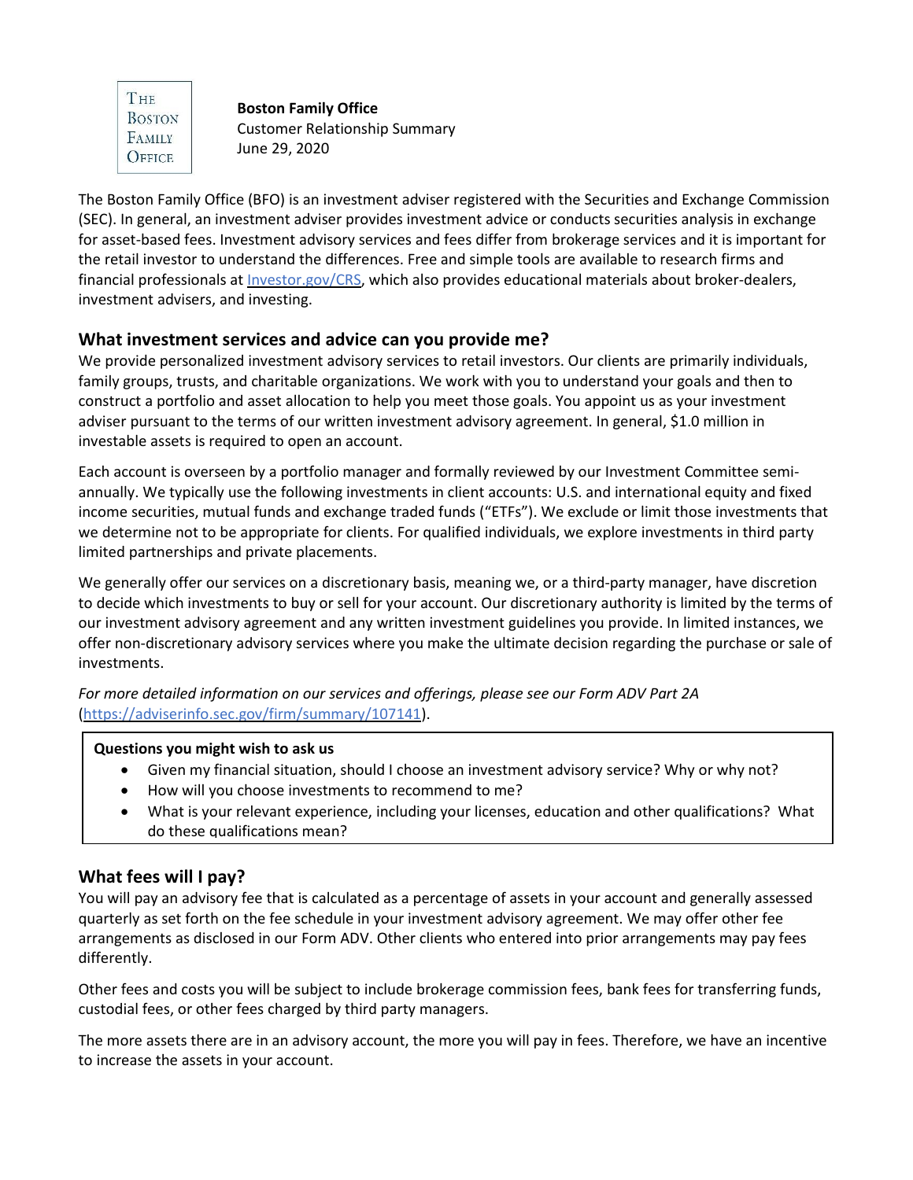THE BOSTON FAMILY OFFICE

**Boston Family Office**
Customer Relationship Summary
June 29, 2020

The Boston Family Office (BFO) is an investment adviser registered with the Securities and Exchange Commission (SEC). In general, an investment adviser provides investment advice or conducts securities analysis in exchange for asset-based fees. Investment advisory services and fees differ from brokerage services and it is important for the retail investor to understand the differences. Free and simple tools are available to research firms and financial professionals at [Investor.gov/CRS](https://www.investor.gov/CRS), which also provides educational materials about broker-dealers, investment advisers, and investing.

## What investment services and advice can you provide me?

We provide personalized investment advisory services to retail investors. Our clients are primarily individuals, family groups, trusts, and charitable organizations. We work with you to understand your goals and then to construct a portfolio and asset allocation to help you meet those goals. You appoint us as your investment adviser pursuant to the terms of our written investment advisory agreement. In general, $1.0 million in investable assets is required to open an account.

Each account is overseen by a portfolio manager and formally reviewed by our Investment Committee semi-annually. We typically use the following investments in client accounts: U.S. and international equity and fixed income securities, mutual funds and exchange traded funds ("ETFs"). We exclude or limit those investments that we determine not to be appropriate for clients. For qualified individuals, we explore investments in third party limited partnerships and private placements.

We generally offer our services on a discretionary basis, meaning we, or a third-party manager, have discretion to decide which investments to buy or sell for your account. Our discretionary authority is limited by the terms of our investment advisory agreement and any written investment guidelines you provide. In limited instances, we offer non-discretionary advisory services where you make the ultimate decision regarding the purchase or sale of investments.

*For more detailed information on our services and offerings, please see our Form ADV Part 2A* ([https://adviserinfo.sec.gov/firm/summary/107141](https://adviserinfo.sec.gov/firm/summary/107141)).

**Questions you might wish to ask us**

- Given my financial situation, should I choose an investment advisory service? Why or why not?
- How will you choose investments to recommend to me?
- What is your relevant experience, including your licenses, education and other qualifications? What do these qualifications mean?

## What fees will I pay?

You will pay an advisory fee that is calculated as a percentage of assets in your account and generally assessed quarterly as set forth on the fee schedule in your investment advisory agreement. We may offer other fee arrangements as disclosed in our Form ADV. Other clients who entered into prior arrangements may pay fees differently.

Other fees and costs you will be subject to include brokerage commission fees, bank fees for transferring funds, custodial fees, or other fees charged by third party managers.

The more assets there are in an advisory account, the more you will pay in fees. Therefore, we have an incentive to increase the assets in your account.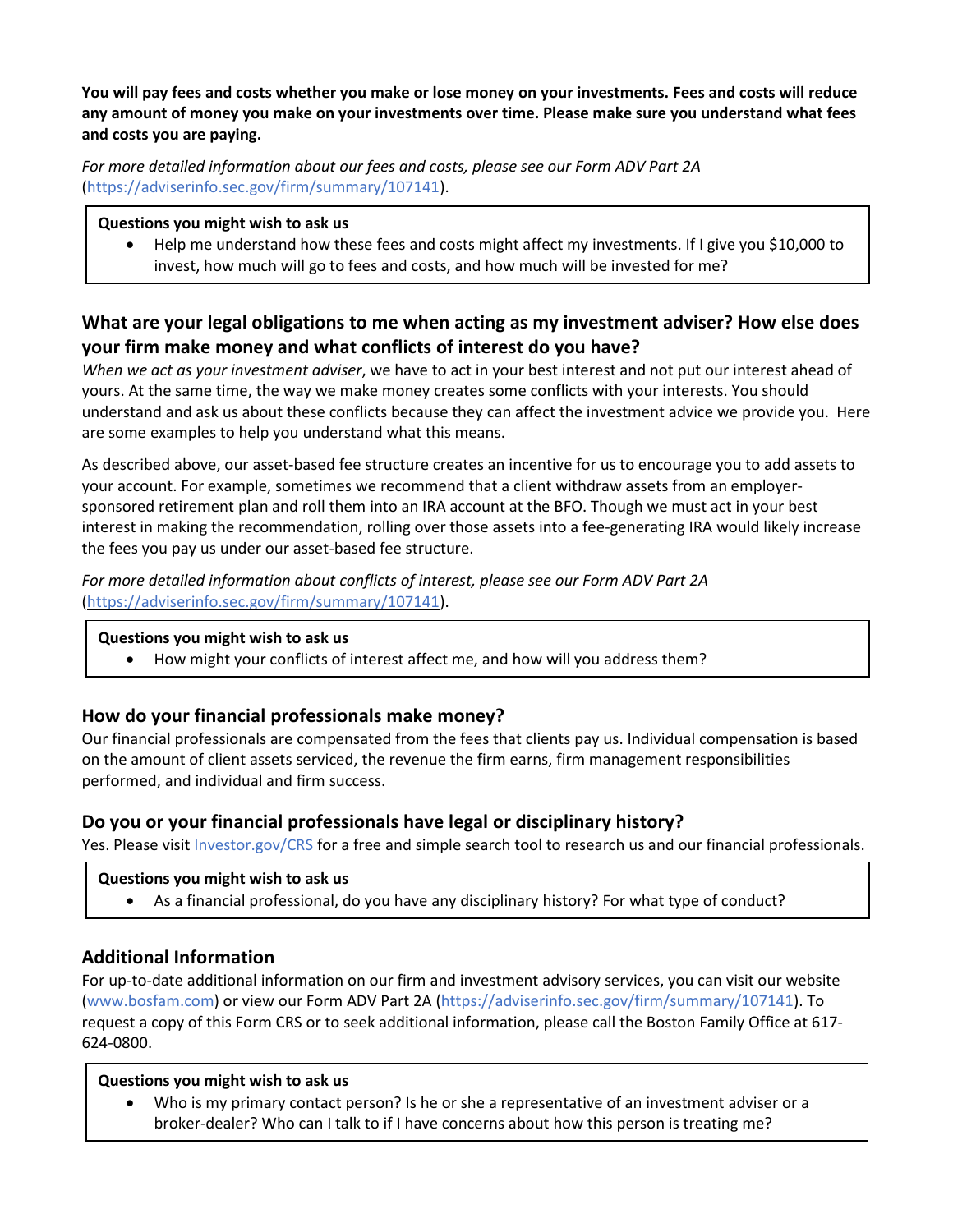**You will pay fees and costs whether you make or lose money on your investments. Fees and costs will reduce any amount of money you make on your investments over time. Please make sure you understand what fees and costs you are paying.**

*For more detailed information about our fees and costs, please see our Form ADV Part 2A* ([https://adviserinfo.sec.gov/firm/summary/107141](https://adviserinfo.sec.gov/firm/summary/107141)).

> **Questions you might wish to ask us**
> - Help me understand how these fees and costs might affect my investments. If I give you $10,000 to invest, how much will go to fees and costs, and how much will be invested for me?

## What are your legal obligations to me when acting as my investment adviser? How else does your firm make money and what conflicts of interest do you have?

*When we act as your investment adviser*, we have to act in your best interest and not put our interest ahead of yours. At the same time, the way we make money creates some conflicts with your interests. You should understand and ask us about these conflicts because they can affect the investment advice we provide you. Here are some examples to help you understand what this means.

As described above, our asset-based fee structure creates an incentive for us to encourage you to add assets to your account. For example, sometimes we recommend that a client withdraw assets from an employer-sponsored retirement plan and roll them into an IRA account at the BFO. Though we must act in your best interest in making the recommendation, rolling over those assets into a fee-generating IRA would likely increase the fees you pay us under our asset-based fee structure.

*For more detailed information about conflicts of interest, please see our Form ADV Part 2A* ([https://adviserinfo.sec.gov/firm/summary/107141](https://adviserinfo.sec.gov/firm/summary/107141)).

> **Questions you might wish to ask us**
> - How might your conflicts of interest affect me, and how will you address them?

## How do your financial professionals make money?

Our financial professionals are compensated from the fees that clients pay us. Individual compensation is based on the amount of client assets serviced, the revenue the firm earns, firm management responsibilities performed, and individual and firm success.

## Do you or your financial professionals have legal or disciplinary history?

Yes. Please visit [Investor.gov/CRS](https://www.investor.gov/CRS) for a free and simple search tool to research us and our financial professionals.

> **Questions you might wish to ask us**
> - As a financial professional, do you have any disciplinary history? For what type of conduct?

## Additional Information

For up-to-date additional information on our firm and investment advisory services, you can visit our website ([www.bosfam.com](http://www.bosfam.com)) or view our Form ADV Part 2A ([https://adviserinfo.sec.gov/firm/summary/107141](https://adviserinfo.sec.gov/firm/summary/107141)). To request a copy of this Form CRS or to seek additional information, please call the Boston Family Office at 617-624-0800.

> **Questions you might wish to ask us**
> - Who is my primary contact person? Is he or she a representative of an investment adviser or a broker-dealer? Who can I talk to if I have concerns about how this person is treating me?